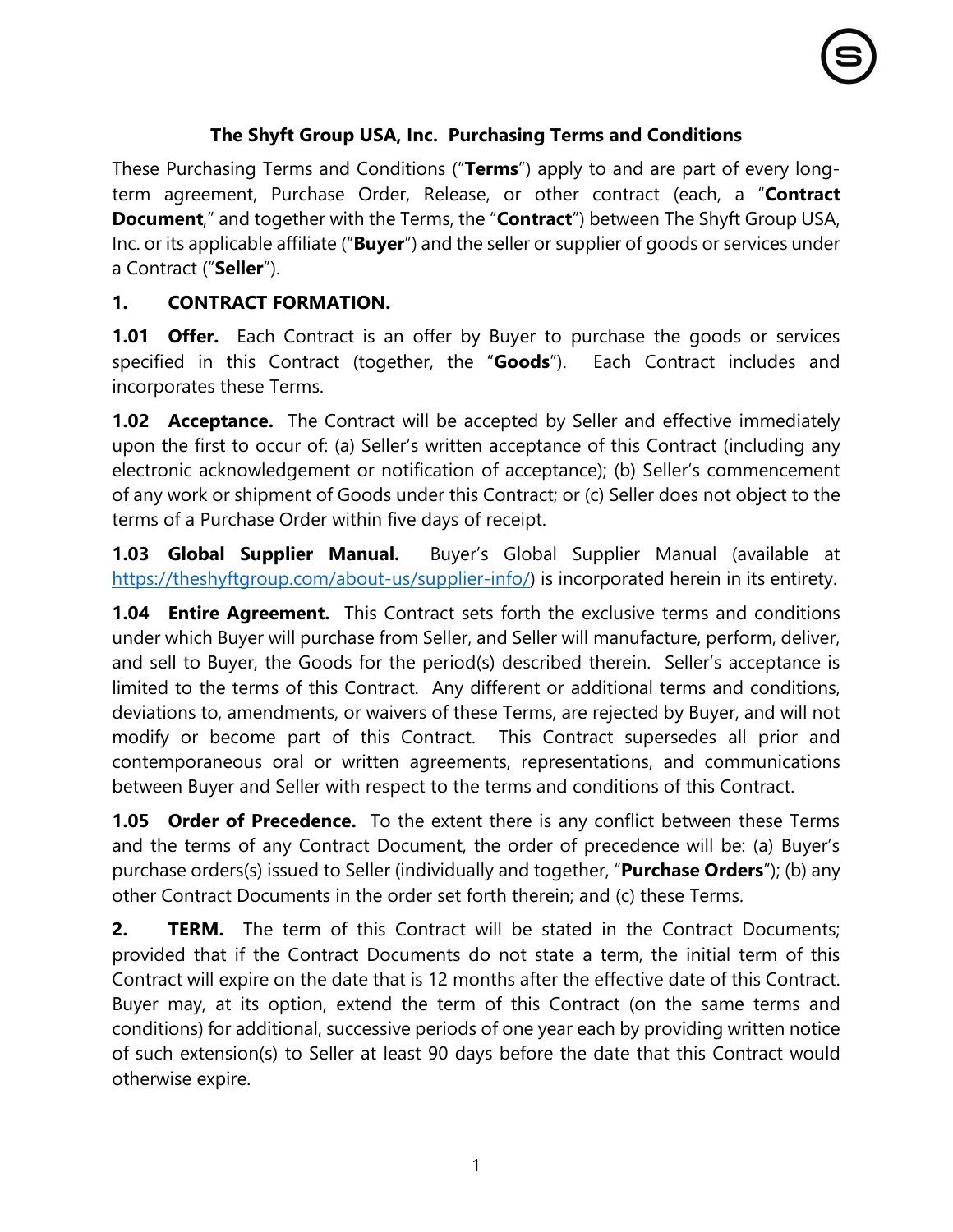# The Shyft Group USA, Inc. Purchasing Terms and Conditions

These Purchasing Terms and Conditions ("**Terms**") apply to and are part of every long-term agreement, Purchase Order, Release, or other contract (each, a "**Contract Document**," and together with the Terms, the "**Contract**") between The Shyft Group USA, Inc. or its applicable affiliate ("**Buyer**") and the seller or supplier of goods or services under a Contract ("**Seller**").

## 1. CONTRACT FORMATION.

**1.01 Offer.** Each Contract is an offer by Buyer to purchase the goods or services specified in this Contract (together, the "**Goods**"). Each Contract includes and incorporates these Terms.

**1.02 Acceptance.** The Contract will be accepted by Seller and effective immediately upon the first to occur of: (a) Seller's written acceptance of this Contract (including any electronic acknowledgement or notification of acceptance); (b) Seller's commencement of any work or shipment of Goods under this Contract; or (c) Seller does not object to the terms of a Purchase Order within five days of receipt.

**1.03 Global Supplier Manual.** Buyer's Global Supplier Manual (available at https://theshyftgroup.com/about-us/supplier-info/) is incorporated herein in its entirety.

**1.04 Entire Agreement.** This Contract sets forth the exclusive terms and conditions under which Buyer will purchase from Seller, and Seller will manufacture, perform, deliver, and sell to Buyer, the Goods for the period(s) described therein. Seller's acceptance is limited to the terms of this Contract. Any different or additional terms and conditions, deviations to, amendments, or waivers of these Terms, are rejected by Buyer, and will not modify or become part of this Contract. This Contract supersedes all prior and contemporaneous oral or written agreements, representations, and communications between Buyer and Seller with respect to the terms and conditions of this Contract.

**1.05 Order of Precedence.** To the extent there is any conflict between these Terms and the terms of any Contract Document, the order of precedence will be: (a) Buyer's purchase orders(s) issued to Seller (individually and together, "**Purchase Orders**"); (b) any other Contract Documents in the order set forth therein; and (c) these Terms.

## 2. TERM.

The term of this Contract will be stated in the Contract Documents; provided that if the Contract Documents do not state a term, the initial term of this Contract will expire on the date that is 12 months after the effective date of this Contract. Buyer may, at its option, extend the term of this Contract (on the same terms and conditions) for additional, successive periods of one year each by providing written notice of such extension(s) to Seller at least 90 days before the date that this Contract would otherwise expire.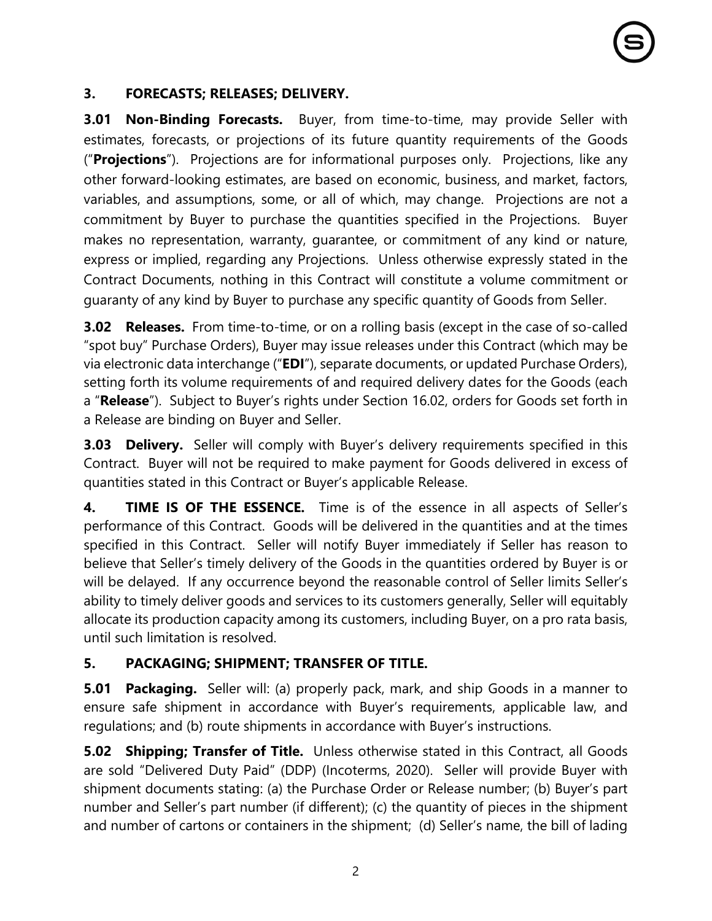## 3. FORECASTS; RELEASES; DELIVERY.

**3.01 Non-Binding Forecasts.** Buyer, from time-to-time, may provide Seller with estimates, forecasts, or projections of its future quantity requirements of the Goods ("**Projections**"). Projections are for informational purposes only. Projections, like any other forward-looking estimates, are based on economic, business, and market, factors, variables, and assumptions, some, or all of which, may change. Projections are not a commitment by Buyer to purchase the quantities specified in the Projections. Buyer makes no representation, warranty, guarantee, or commitment of any kind or nature, express or implied, regarding any Projections. Unless otherwise expressly stated in the Contract Documents, nothing in this Contract will constitute a volume commitment or guaranty of any kind by Buyer to purchase any specific quantity of Goods from Seller.

**3.02 Releases.** From time-to-time, or on a rolling basis (except in the case of so-called "spot buy" Purchase Orders), Buyer may issue releases under this Contract (which may be via electronic data interchange ("**EDI**"), separate documents, or updated Purchase Orders), setting forth its volume requirements of and required delivery dates for the Goods (each a "**Release**"). Subject to Buyer's rights under Section 16.02, orders for Goods set forth in a Release are binding on Buyer and Seller.

**3.03 Delivery.** Seller will comply with Buyer's delivery requirements specified in this Contract. Buyer will not be required to make payment for Goods delivered in excess of quantities stated in this Contract or Buyer's applicable Release.

**4. TIME IS OF THE ESSENCE.** Time is of the essence in all aspects of Seller's performance of this Contract. Goods will be delivered in the quantities and at the times specified in this Contract. Seller will notify Buyer immediately if Seller has reason to believe that Seller's timely delivery of the Goods in the quantities ordered by Buyer is or will be delayed. If any occurrence beyond the reasonable control of Seller limits Seller's ability to timely deliver goods and services to its customers generally, Seller will equitably allocate its production capacity among its customers, including Buyer, on a pro rata basis, until such limitation is resolved.

## 5. PACKAGING; SHIPMENT; TRANSFER OF TITLE.

**5.01 Packaging.** Seller will: (a) properly pack, mark, and ship Goods in a manner to ensure safe shipment in accordance with Buyer's requirements, applicable law, and regulations; and (b) route shipments in accordance with Buyer's instructions.

**5.02 Shipping; Transfer of Title.** Unless otherwise stated in this Contract, all Goods are sold "Delivered Duty Paid" (DDP) (Incoterms, 2020). Seller will provide Buyer with shipment documents stating: (a) the Purchase Order or Release number; (b) Buyer's part number and Seller's part number (if different); (c) the quantity of pieces in the shipment and number of cartons or containers in the shipment; (d) Seller's name, the bill of lading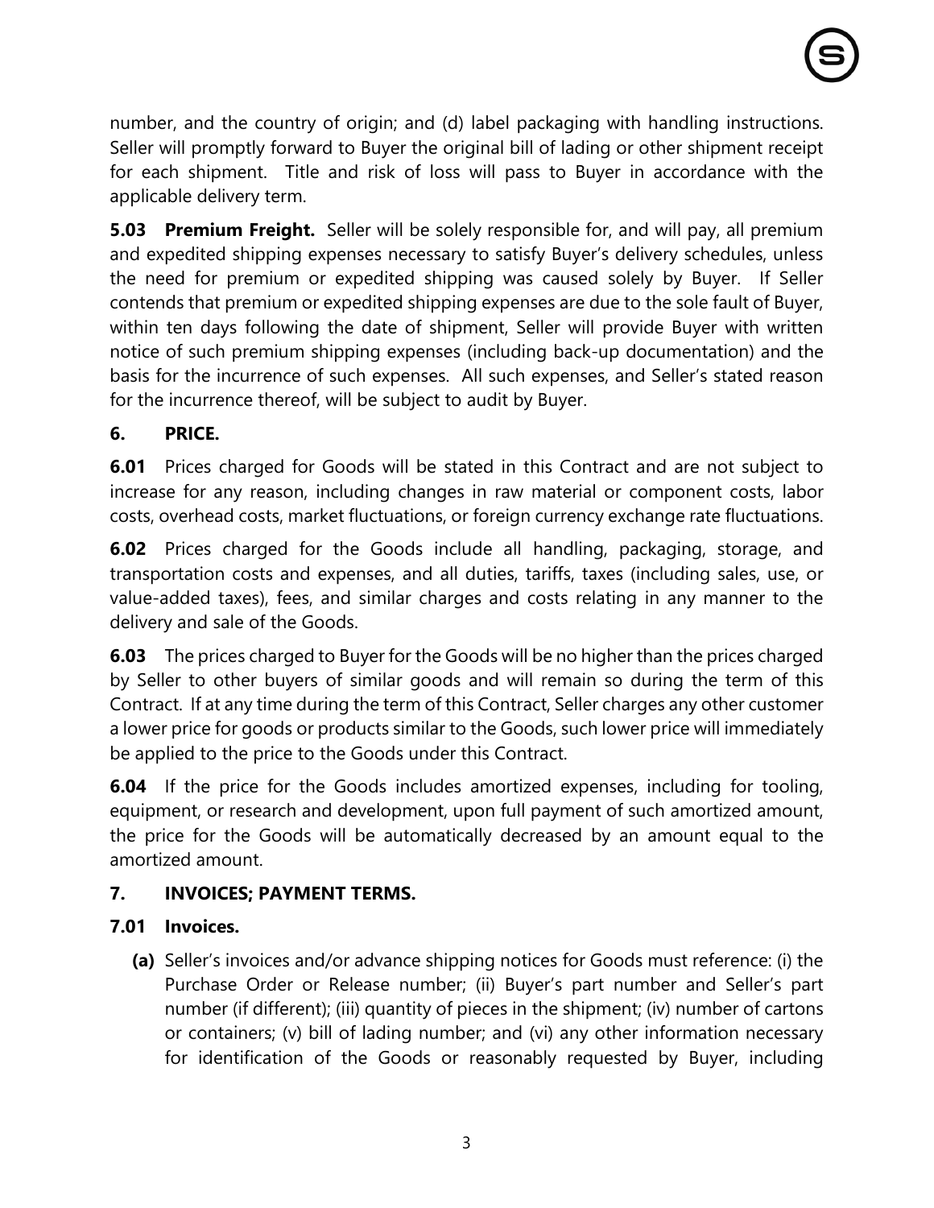number, and the country of origin; and (d) label packaging with handling instructions. Seller will promptly forward to Buyer the original bill of lading or other shipment receipt for each shipment. Title and risk of loss will pass to Buyer in accordance with the applicable delivery term.

**5.03 Premium Freight.** Seller will be solely responsible for, and will pay, all premium and expedited shipping expenses necessary to satisfy Buyer's delivery schedules, unless the need for premium or expedited shipping was caused solely by Buyer. If Seller contends that premium or expedited shipping expenses are due to the sole fault of Buyer, within ten days following the date of shipment, Seller will provide Buyer with written notice of such premium shipping expenses (including back-up documentation) and the basis for the incurrence of such expenses. All such expenses, and Seller's stated reason for the incurrence thereof, will be subject to audit by Buyer.

## 6. PRICE.

**6.01** Prices charged for Goods will be stated in this Contract and are not subject to increase for any reason, including changes in raw material or component costs, labor costs, overhead costs, market fluctuations, or foreign currency exchange rate fluctuations.

**6.02** Prices charged for the Goods include all handling, packaging, storage, and transportation costs and expenses, and all duties, tariffs, taxes (including sales, use, or value-added taxes), fees, and similar charges and costs relating in any manner to the delivery and sale of the Goods.

**6.03** The prices charged to Buyer for the Goods will be no higher than the prices charged by Seller to other buyers of similar goods and will remain so during the term of this Contract. If at any time during the term of this Contract, Seller charges any other customer a lower price for goods or products similar to the Goods, such lower price will immediately be applied to the price to the Goods under this Contract.

**6.04** If the price for the Goods includes amortized expenses, including for tooling, equipment, or research and development, upon full payment of such amortized amount, the price for the Goods will be automatically decreased by an amount equal to the amortized amount.

## 7. INVOICES; PAYMENT TERMS.

### 7.01 Invoices.

**(a)** Seller's invoices and/or advance shipping notices for Goods must reference: (i) the Purchase Order or Release number; (ii) Buyer's part number and Seller's part number (if different); (iii) quantity of pieces in the shipment; (iv) number of cartons or containers; (v) bill of lading number; and (vi) any other information necessary for identification of the Goods or reasonably requested by Buyer, including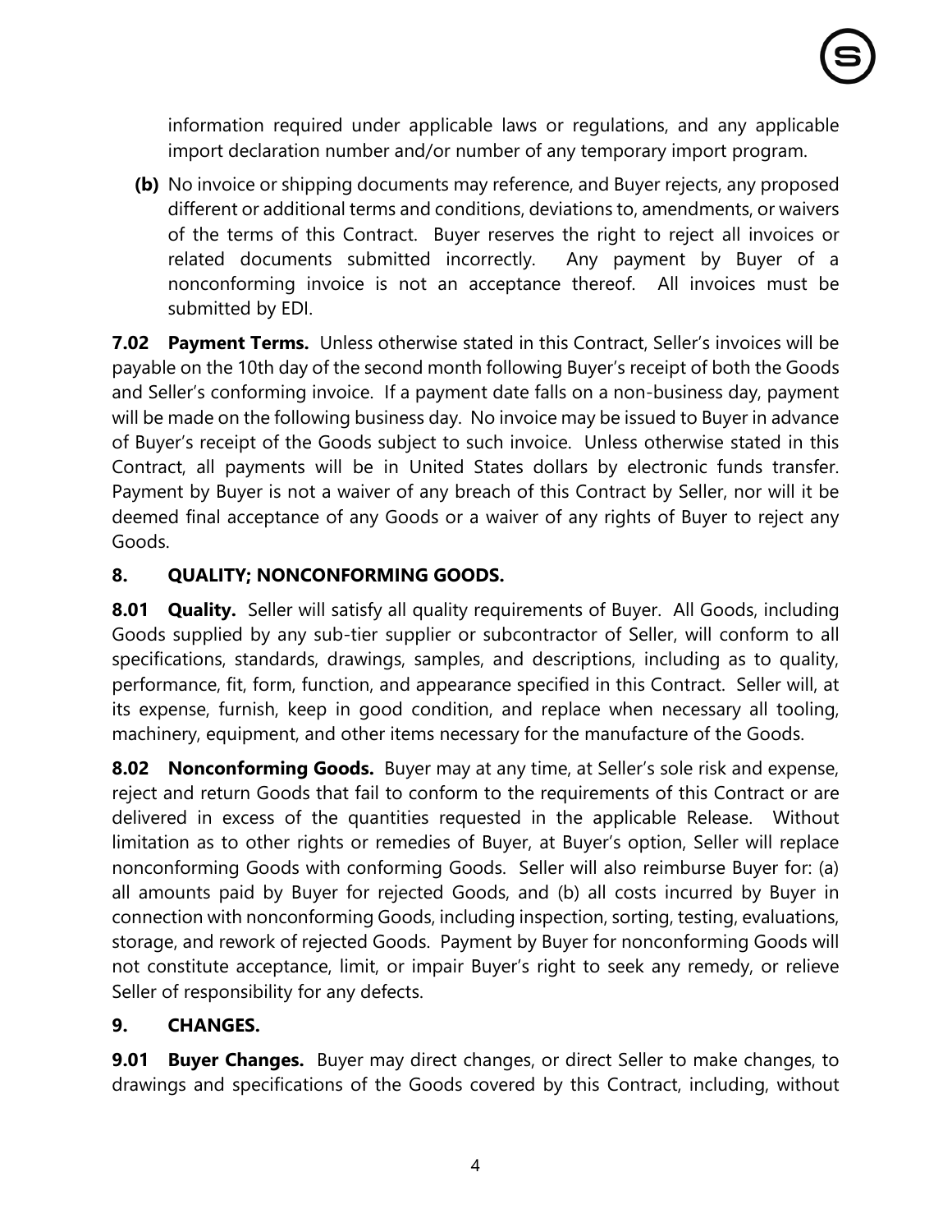information required under applicable laws or regulations, and any applicable import declaration number and/or number of any temporary import program.

**(b)** No invoice or shipping documents may reference, and Buyer rejects, any proposed different or additional terms and conditions, deviations to, amendments, or waivers of the terms of this Contract. Buyer reserves the right to reject all invoices or related documents submitted incorrectly. Any payment by Buyer of a nonconforming invoice is not an acceptance thereof. All invoices must be submitted by EDI.

**7.02 Payment Terms.** Unless otherwise stated in this Contract, Seller's invoices will be payable on the 10th day of the second month following Buyer's receipt of both the Goods and Seller's conforming invoice. If a payment date falls on a non-business day, payment will be made on the following business day. No invoice may be issued to Buyer in advance of Buyer's receipt of the Goods subject to such invoice. Unless otherwise stated in this Contract, all payments will be in United States dollars by electronic funds transfer. Payment by Buyer is not a waiver of any breach of this Contract by Seller, nor will it be deemed final acceptance of any Goods or a waiver of any rights of Buyer to reject any Goods.

## 8. QUALITY; NONCONFORMING GOODS.

**8.01 Quality.** Seller will satisfy all quality requirements of Buyer. All Goods, including Goods supplied by any sub-tier supplier or subcontractor of Seller, will conform to all specifications, standards, drawings, samples, and descriptions, including as to quality, performance, fit, form, function, and appearance specified in this Contract. Seller will, at its expense, furnish, keep in good condition, and replace when necessary all tooling, machinery, equipment, and other items necessary for the manufacture of the Goods.

**8.02 Nonconforming Goods.** Buyer may at any time, at Seller's sole risk and expense, reject and return Goods that fail to conform to the requirements of this Contract or are delivered in excess of the quantities requested in the applicable Release. Without limitation as to other rights or remedies of Buyer, at Buyer's option, Seller will replace nonconforming Goods with conforming Goods. Seller will also reimburse Buyer for: (a) all amounts paid by Buyer for rejected Goods, and (b) all costs incurred by Buyer in connection with nonconforming Goods, including inspection, sorting, testing, evaluations, storage, and rework of rejected Goods. Payment by Buyer for nonconforming Goods will not constitute acceptance, limit, or impair Buyer's right to seek any remedy, or relieve Seller of responsibility for any defects.

## 9. CHANGES.

**9.01 Buyer Changes.** Buyer may direct changes, or direct Seller to make changes, to drawings and specifications of the Goods covered by this Contract, including, without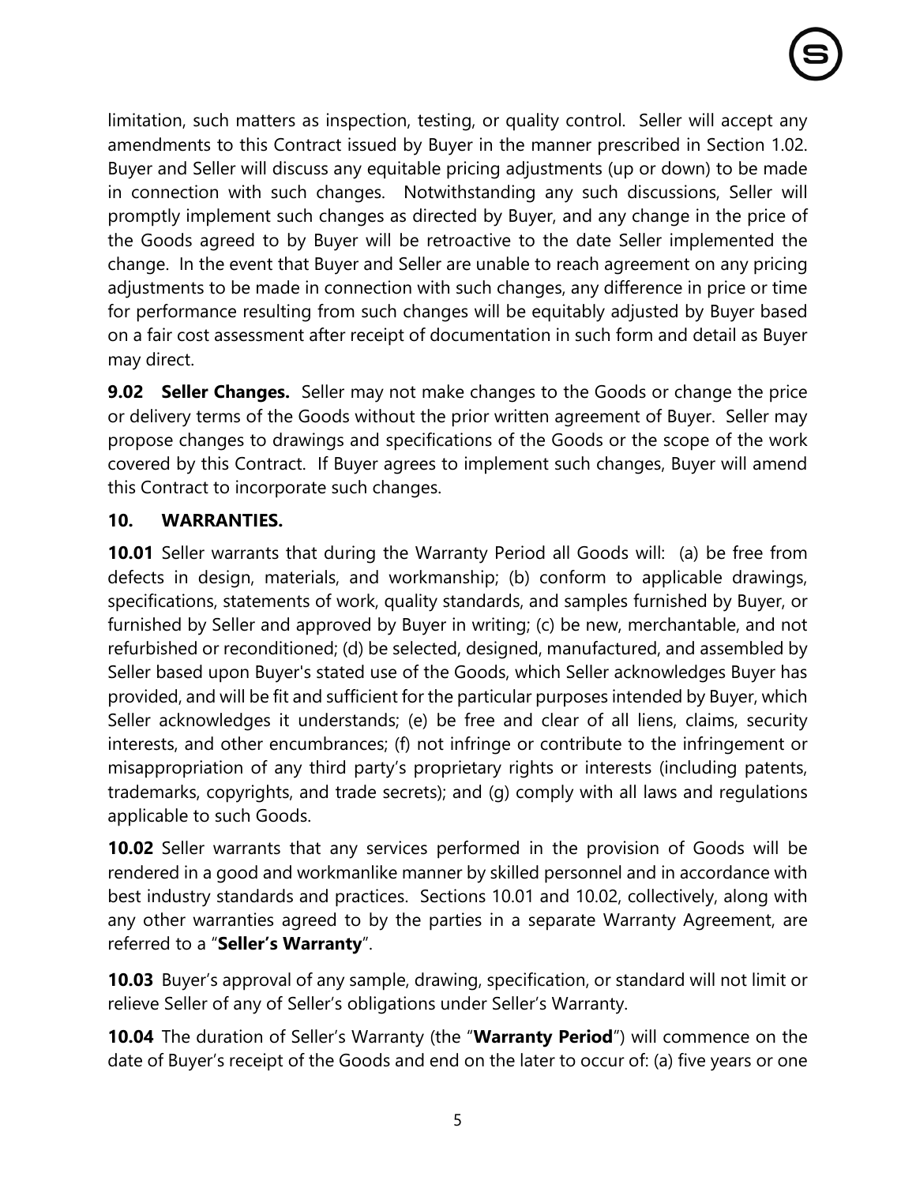limitation, such matters as inspection, testing, or quality control. Seller will accept any amendments to this Contract issued by Buyer in the manner prescribed in Section 1.02. Buyer and Seller will discuss any equitable pricing adjustments (up or down) to be made in connection with such changes. Notwithstanding any such discussions, Seller will promptly implement such changes as directed by Buyer, and any change in the price of the Goods agreed to by Buyer will be retroactive to the date Seller implemented the change. In the event that Buyer and Seller are unable to reach agreement on any pricing adjustments to be made in connection with such changes, any difference in price or time for performance resulting from such changes will be equitably adjusted by Buyer based on a fair cost assessment after receipt of documentation in such form and detail as Buyer may direct.

**9.02 Seller Changes.** Seller may not make changes to the Goods or change the price or delivery terms of the Goods without the prior written agreement of Buyer. Seller may propose changes to drawings and specifications of the Goods or the scope of the work covered by this Contract. If Buyer agrees to implement such changes, Buyer will amend this Contract to incorporate such changes.

## 10. WARRANTIES.

**10.01** Seller warrants that during the Warranty Period all Goods will: (a) be free from defects in design, materials, and workmanship; (b) conform to applicable drawings, specifications, statements of work, quality standards, and samples furnished by Buyer, or furnished by Seller and approved by Buyer in writing; (c) be new, merchantable, and not refurbished or reconditioned; (d) be selected, designed, manufactured, and assembled by Seller based upon Buyer's stated use of the Goods, which Seller acknowledges Buyer has provided, and will be fit and sufficient for the particular purposes intended by Buyer, which Seller acknowledges it understands; (e) be free and clear of all liens, claims, security interests, and other encumbrances; (f) not infringe or contribute to the infringement or misappropriation of any third party's proprietary rights or interests (including patents, trademarks, copyrights, and trade secrets); and (g) comply with all laws and regulations applicable to such Goods.

**10.02** Seller warrants that any services performed in the provision of Goods will be rendered in a good and workmanlike manner by skilled personnel and in accordance with best industry standards and practices. Sections 10.01 and 10.02, collectively, along with any other warranties agreed to by the parties in a separate Warranty Agreement, are referred to a "**Seller's Warranty**".

**10.03** Buyer's approval of any sample, drawing, specification, or standard will not limit or relieve Seller of any of Seller's obligations under Seller's Warranty.

**10.04** The duration of Seller's Warranty (the "**Warranty Period**") will commence on the date of Buyer's receipt of the Goods and end on the later to occur of: (a) five years or one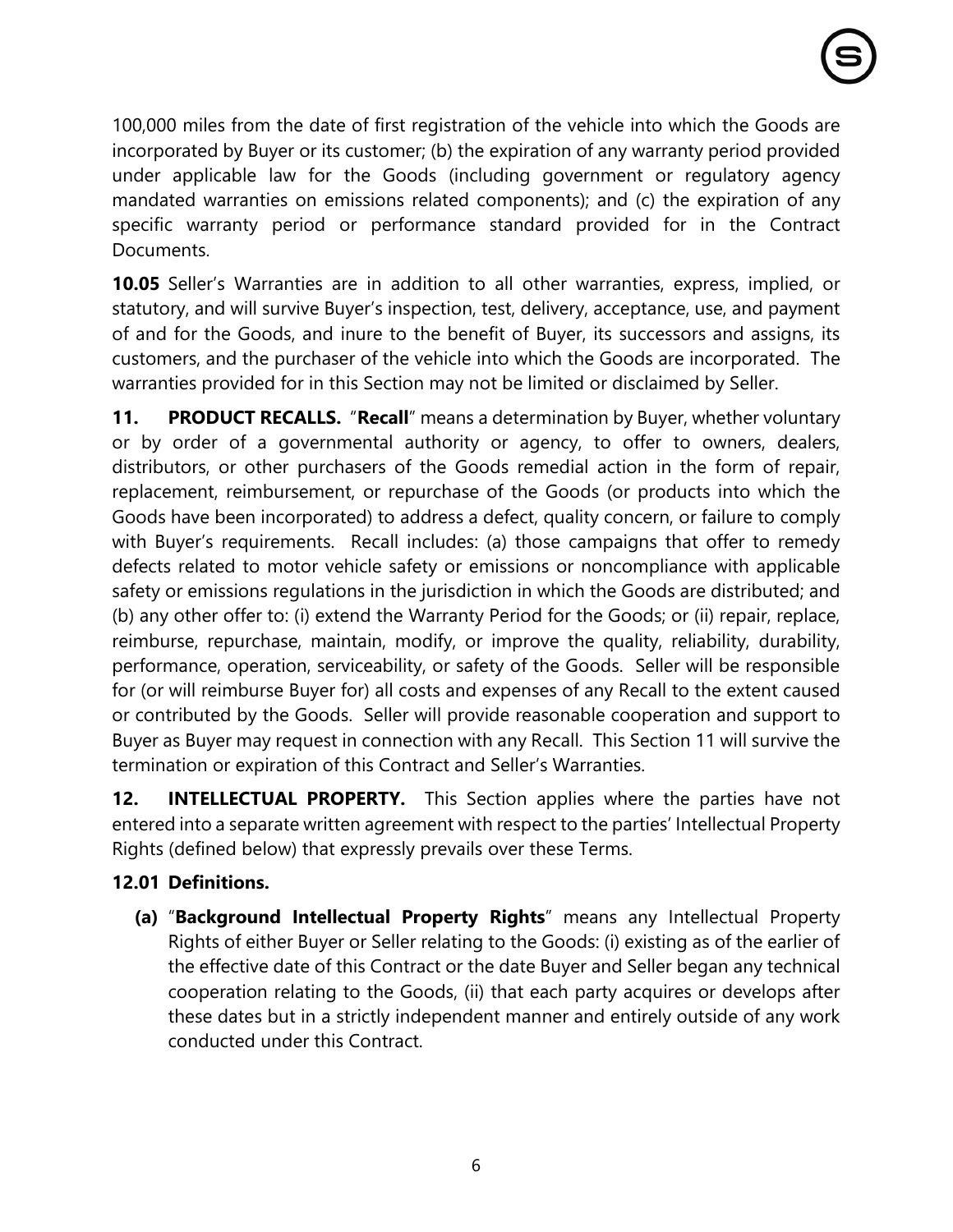100,000 miles from the date of first registration of the vehicle into which the Goods are incorporated by Buyer or its customer; (b) the expiration of any warranty period provided under applicable law for the Goods (including government or regulatory agency mandated warranties on emissions related components); and (c) the expiration of any specific warranty period or performance standard provided for in the Contract Documents.

**10.05** Seller's Warranties are in addition to all other warranties, express, implied, or statutory, and will survive Buyer's inspection, test, delivery, acceptance, use, and payment of and for the Goods, and inure to the benefit of Buyer, its successors and assigns, its customers, and the purchaser of the vehicle into which the Goods are incorporated. The warranties provided for in this Section may not be limited or disclaimed by Seller.

**11. PRODUCT RECALLS.** "**Recall**" means a determination by Buyer, whether voluntary or by order of a governmental authority or agency, to offer to owners, dealers, distributors, or other purchasers of the Goods remedial action in the form of repair, replacement, reimbursement, or repurchase of the Goods (or products into which the Goods have been incorporated) to address a defect, quality concern, or failure to comply with Buyer's requirements. Recall includes: (a) those campaigns that offer to remedy defects related to motor vehicle safety or emissions or noncompliance with applicable safety or emissions regulations in the jurisdiction in which the Goods are distributed; and (b) any other offer to: (i) extend the Warranty Period for the Goods; or (ii) repair, replace, reimburse, repurchase, maintain, modify, or improve the quality, reliability, durability, performance, operation, serviceability, or safety of the Goods. Seller will be responsible for (or will reimburse Buyer for) all costs and expenses of any Recall to the extent caused or contributed by the Goods. Seller will provide reasonable cooperation and support to Buyer as Buyer may request in connection with any Recall. This Section 11 will survive the termination or expiration of this Contract and Seller's Warranties.

**12. INTELLECTUAL PROPERTY.** This Section applies where the parties have not entered into a separate written agreement with respect to the parties' Intellectual Property Rights (defined below) that expressly prevails over these Terms.

**12.01 Definitions.**

**(a)** "**Background Intellectual Property Rights**" means any Intellectual Property Rights of either Buyer or Seller relating to the Goods: (i) existing as of the earlier of the effective date of this Contract or the date Buyer and Seller began any technical cooperation relating to the Goods, (ii) that each party acquires or develops after these dates but in a strictly independent manner and entirely outside of any work conducted under this Contract.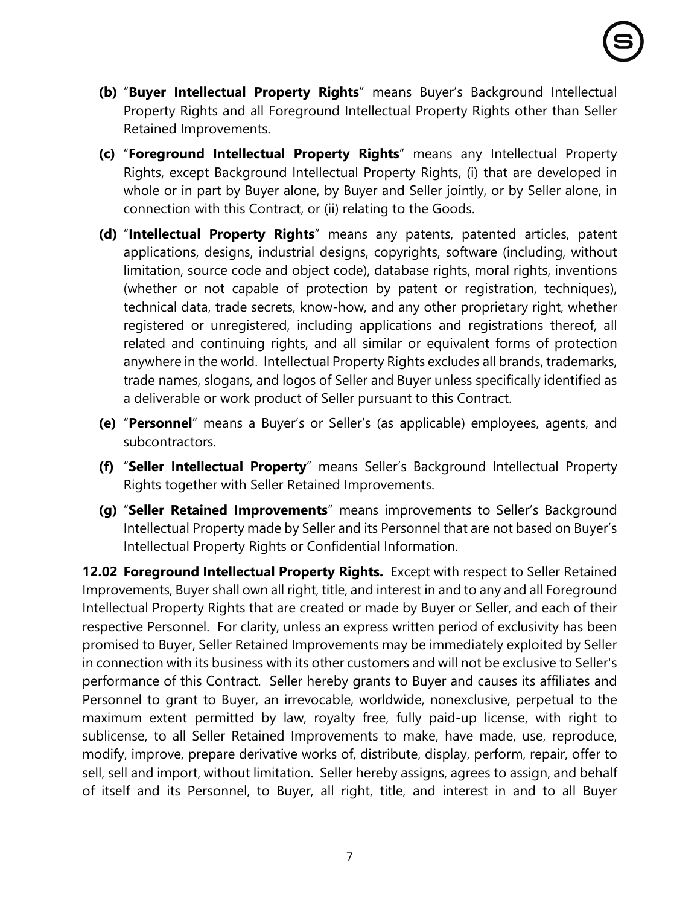**(b)** "**Buyer Intellectual Property Rights**" means Buyer's Background Intellectual Property Rights and all Foreground Intellectual Property Rights other than Seller Retained Improvements.

**(c)** "**Foreground Intellectual Property Rights**" means any Intellectual Property Rights, except Background Intellectual Property Rights, (i) that are developed in whole or in part by Buyer alone, by Buyer and Seller jointly, or by Seller alone, in connection with this Contract, or (ii) relating to the Goods.

**(d)** "**Intellectual Property Rights**" means any patents, patented articles, patent applications, designs, industrial designs, copyrights, software (including, without limitation, source code and object code), database rights, moral rights, inventions (whether or not capable of protection by patent or registration, techniques), technical data, trade secrets, know-how, and any other proprietary right, whether registered or unregistered, including applications and registrations thereof, all related and continuing rights, and all similar or equivalent forms of protection anywhere in the world. Intellectual Property Rights excludes all brands, trademarks, trade names, slogans, and logos of Seller and Buyer unless specifically identified as a deliverable or work product of Seller pursuant to this Contract.

**(e)** "**Personnel**" means a Buyer's or Seller's (as applicable) employees, agents, and subcontractors.

**(f)** "**Seller Intellectual Property**" means Seller's Background Intellectual Property Rights together with Seller Retained Improvements.

**(g)** "**Seller Retained Improvements**" means improvements to Seller's Background Intellectual Property made by Seller and its Personnel that are not based on Buyer's Intellectual Property Rights or Confidential Information.

**12.02 Foreground Intellectual Property Rights.** Except with respect to Seller Retained Improvements, Buyer shall own all right, title, and interest in and to any and all Foreground Intellectual Property Rights that are created or made by Buyer or Seller, and each of their respective Personnel. For clarity, unless an express written period of exclusivity has been promised to Buyer, Seller Retained Improvements may be immediately exploited by Seller in connection with its business with its other customers and will not be exclusive to Seller's performance of this Contract. Seller hereby grants to Buyer and causes its affiliates and Personnel to grant to Buyer, an irrevocable, worldwide, nonexclusive, perpetual to the maximum extent permitted by law, royalty free, fully paid-up license, with right to sublicense, to all Seller Retained Improvements to make, have made, use, reproduce, modify, improve, prepare derivative works of, distribute, display, perform, repair, offer to sell, sell and import, without limitation. Seller hereby assigns, agrees to assign, and behalf of itself and its Personnel, to Buyer, all right, title, and interest in and to all Buyer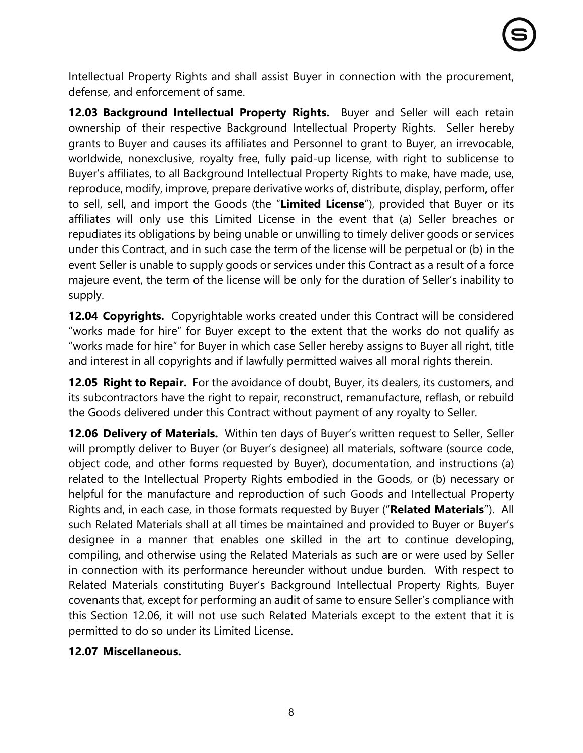Intellectual Property Rights and shall assist Buyer in connection with the procurement, defense, and enforcement of same.

**12.03 Background Intellectual Property Rights.** Buyer and Seller will each retain ownership of their respective Background Intellectual Property Rights. Seller hereby grants to Buyer and causes its affiliates and Personnel to grant to Buyer, an irrevocable, worldwide, nonexclusive, royalty free, fully paid-up license, with right to sublicense to Buyer's affiliates, to all Background Intellectual Property Rights to make, have made, use, reproduce, modify, improve, prepare derivative works of, distribute, display, perform, offer to sell, sell, and import the Goods (the "**Limited License**"), provided that Buyer or its affiliates will only use this Limited License in the event that (a) Seller breaches or repudiates its obligations by being unable or unwilling to timely deliver goods or services under this Contract, and in such case the term of the license will be perpetual or (b) in the event Seller is unable to supply goods or services under this Contract as a result of a force majeure event, the term of the license will be only for the duration of Seller's inability to supply.

**12.04 Copyrights.** Copyrightable works created under this Contract will be considered "works made for hire" for Buyer except to the extent that the works do not qualify as "works made for hire" for Buyer in which case Seller hereby assigns to Buyer all right, title and interest in all copyrights and if lawfully permitted waives all moral rights therein.

**12.05 Right to Repair.** For the avoidance of doubt, Buyer, its dealers, its customers, and its subcontractors have the right to repair, reconstruct, remanufacture, reflash, or rebuild the Goods delivered under this Contract without payment of any royalty to Seller.

**12.06 Delivery of Materials.** Within ten days of Buyer's written request to Seller, Seller will promptly deliver to Buyer (or Buyer's designee) all materials, software (source code, object code, and other forms requested by Buyer), documentation, and instructions (a) related to the Intellectual Property Rights embodied in the Goods, or (b) necessary or helpful for the manufacture and reproduction of such Goods and Intellectual Property Rights and, in each case, in those formats requested by Buyer ("**Related Materials**"). All such Related Materials shall at all times be maintained and provided to Buyer or Buyer's designee in a manner that enables one skilled in the art to continue developing, compiling, and otherwise using the Related Materials as such are or were used by Seller in connection with its performance hereunder without undue burden. With respect to Related Materials constituting Buyer's Background Intellectual Property Rights, Buyer covenants that, except for performing an audit of same to ensure Seller's compliance with this Section 12.06, it will not use such Related Materials except to the extent that it is permitted to do so under its Limited License.

**12.07 Miscellaneous.**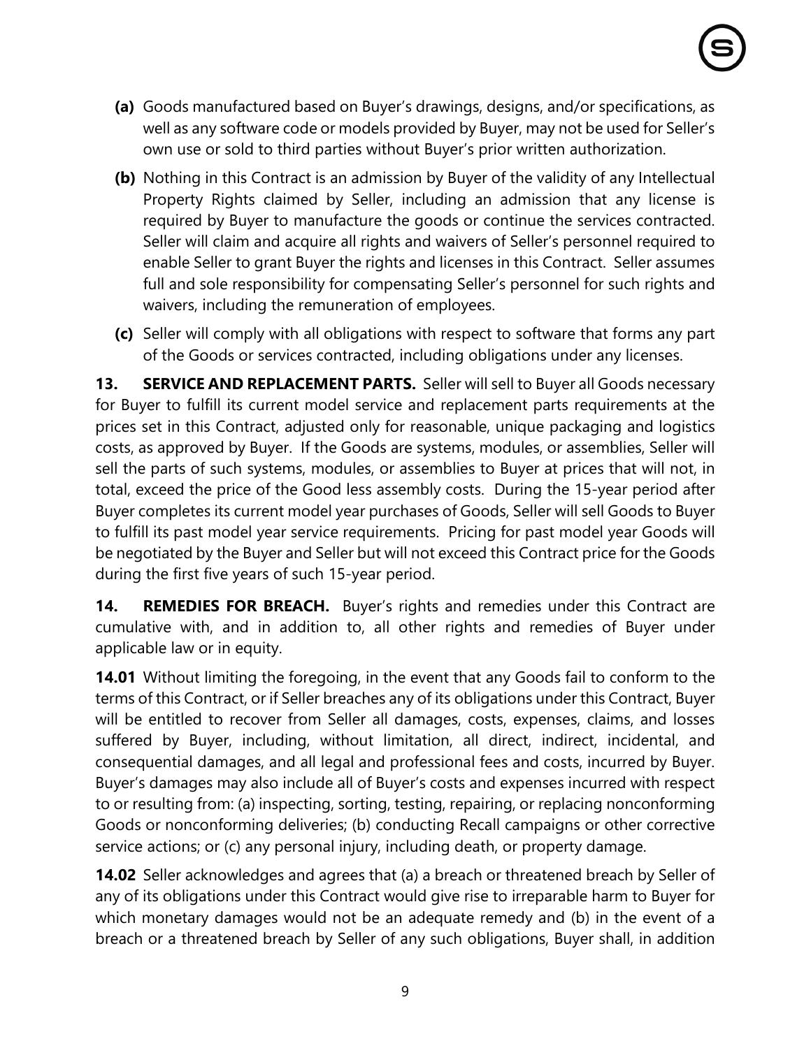**(a)** Goods manufactured based on Buyer's drawings, designs, and/or specifications, as well as any software code or models provided by Buyer, may not be used for Seller's own use or sold to third parties without Buyer's prior written authorization.

**(b)** Nothing in this Contract is an admission by Buyer of the validity of any Intellectual Property Rights claimed by Seller, including an admission that any license is required by Buyer to manufacture the goods or continue the services contracted. Seller will claim and acquire all rights and waivers of Seller's personnel required to enable Seller to grant Buyer the rights and licenses in this Contract. Seller assumes full and sole responsibility for compensating Seller's personnel for such rights and waivers, including the remuneration of employees.

**(c)** Seller will comply with all obligations with respect to software that forms any part of the Goods or services contracted, including obligations under any licenses.

**13. SERVICE AND REPLACEMENT PARTS.** Seller will sell to Buyer all Goods necessary for Buyer to fulfill its current model service and replacement parts requirements at the prices set in this Contract, adjusted only for reasonable, unique packaging and logistics costs, as approved by Buyer. If the Goods are systems, modules, or assemblies, Seller will sell the parts of such systems, modules, or assemblies to Buyer at prices that will not, in total, exceed the price of the Good less assembly costs. During the 15-year period after Buyer completes its current model year purchases of Goods, Seller will sell Goods to Buyer to fulfill its past model year service requirements. Pricing for past model year Goods will be negotiated by the Buyer and Seller but will not exceed this Contract price for the Goods during the first five years of such 15-year period.

**14. REMEDIES FOR BREACH.** Buyer's rights and remedies under this Contract are cumulative with, and in addition to, all other rights and remedies of Buyer under applicable law or in equity.

**14.01** Without limiting the foregoing, in the event that any Goods fail to conform to the terms of this Contract, or if Seller breaches any of its obligations under this Contract, Buyer will be entitled to recover from Seller all damages, costs, expenses, claims, and losses suffered by Buyer, including, without limitation, all direct, indirect, incidental, and consequential damages, and all legal and professional fees and costs, incurred by Buyer. Buyer's damages may also include all of Buyer's costs and expenses incurred with respect to or resulting from: (a) inspecting, sorting, testing, repairing, or replacing nonconforming Goods or nonconforming deliveries; (b) conducting Recall campaigns or other corrective service actions; or (c) any personal injury, including death, or property damage.

**14.02** Seller acknowledges and agrees that (a) a breach or threatened breach by Seller of any of its obligations under this Contract would give rise to irreparable harm to Buyer for which monetary damages would not be an adequate remedy and (b) in the event of a breach or a threatened breach by Seller of any such obligations, Buyer shall, in addition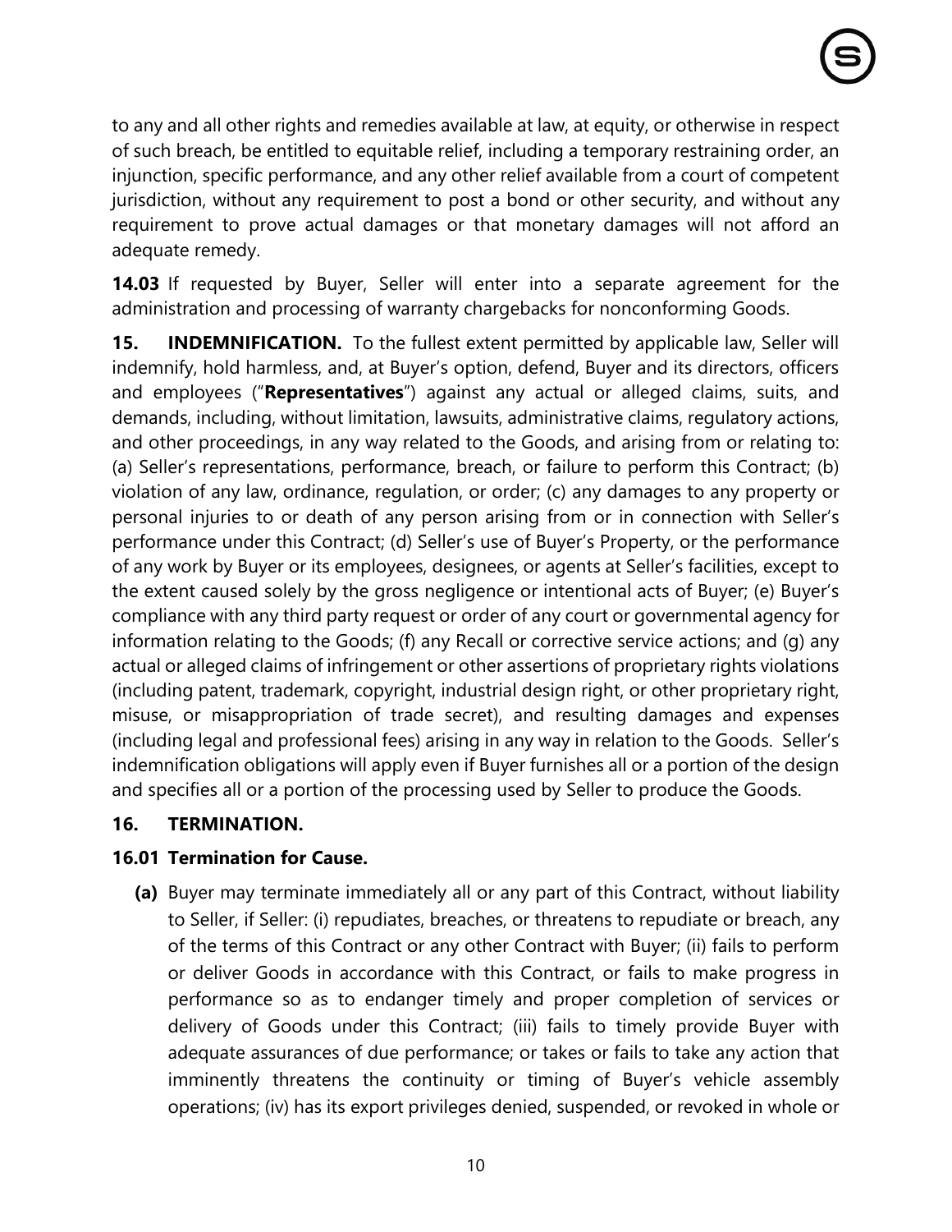to any and all other rights and remedies available at law, at equity, or otherwise in respect of such breach, be entitled to equitable relief, including a temporary restraining order, an injunction, specific performance, and any other relief available from a court of competent jurisdiction, without any requirement to post a bond or other security, and without any requirement to prove actual damages or that monetary damages will not afford an adequate remedy.

**14.03** If requested by Buyer, Seller will enter into a separate agreement for the administration and processing of warranty chargebacks for nonconforming Goods.

**15. INDEMNIFICATION.** To the fullest extent permitted by applicable law, Seller will indemnify, hold harmless, and, at Buyer's option, defend, Buyer and its directors, officers and employees ("**Representatives**") against any actual or alleged claims, suits, and demands, including, without limitation, lawsuits, administrative claims, regulatory actions, and other proceedings, in any way related to the Goods, and arising from or relating to: (a) Seller's representations, performance, breach, or failure to perform this Contract; (b) violation of any law, ordinance, regulation, or order; (c) any damages to any property or personal injuries to or death of any person arising from or in connection with Seller's performance under this Contract; (d) Seller's use of Buyer's Property, or the performance of any work by Buyer or its employees, designees, or agents at Seller's facilities, except to the extent caused solely by the gross negligence or intentional acts of Buyer; (e) Buyer's compliance with any third party request or order of any court or governmental agency for information relating to the Goods; (f) any Recall or corrective service actions; and (g) any actual or alleged claims of infringement or other assertions of proprietary rights violations (including patent, trademark, copyright, industrial design right, or other proprietary right, misuse, or misappropriation of trade secret), and resulting damages and expenses (including legal and professional fees) arising in any way in relation to the Goods. Seller's indemnification obligations will apply even if Buyer furnishes all or a portion of the design and specifies all or a portion of the processing used by Seller to produce the Goods.

**16. TERMINATION.**

**16.01 Termination for Cause.**

**(a)** Buyer may terminate immediately all or any part of this Contract, without liability to Seller, if Seller: (i) repudiates, breaches, or threatens to repudiate or breach, any of the terms of this Contract or any other Contract with Buyer; (ii) fails to perform or deliver Goods in accordance with this Contract, or fails to make progress in performance so as to endanger timely and proper completion of services or delivery of Goods under this Contract; (iii) fails to timely provide Buyer with adequate assurances of due performance; or takes or fails to take any action that imminently threatens the continuity or timing of Buyer's vehicle assembly operations; (iv) has its export privileges denied, suspended, or revoked in whole or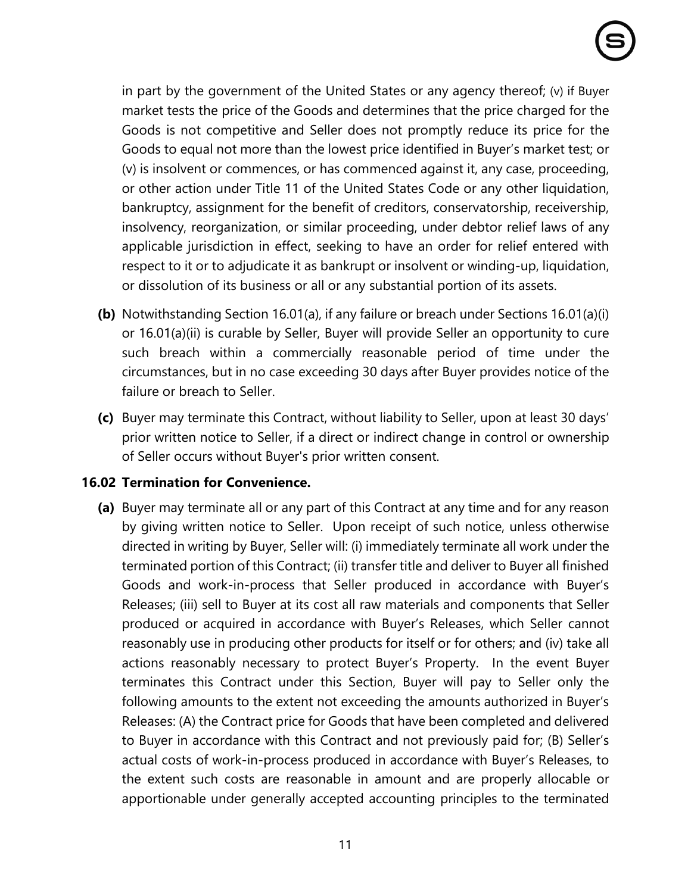in part by the government of the United States or any agency thereof; (v) if Buyer market tests the price of the Goods and determines that the price charged for the Goods is not competitive and Seller does not promptly reduce its price for the Goods to equal not more than the lowest price identified in Buyer's market test; or (v) is insolvent or commences, or has commenced against it, any case, proceeding, or other action under Title 11 of the United States Code or any other liquidation, bankruptcy, assignment for the benefit of creditors, conservatorship, receivership, insolvency, reorganization, or similar proceeding, under debtor relief laws of any applicable jurisdiction in effect, seeking to have an order for relief entered with respect to it or to adjudicate it as bankrupt or insolvent or winding-up, liquidation, or dissolution of its business or all or any substantial portion of its assets.

**(b)** Notwithstanding Section 16.01(a), if any failure or breach under Sections 16.01(a)(i) or 16.01(a)(ii) is curable by Seller, Buyer will provide Seller an opportunity to cure such breach within a commercially reasonable period of time under the circumstances, but in no case exceeding 30 days after Buyer provides notice of the failure or breach to Seller.

**(c)** Buyer may terminate this Contract, without liability to Seller, upon at least 30 days' prior written notice to Seller, if a direct or indirect change in control or ownership of Seller occurs without Buyer's prior written consent.

**16.02 Termination for Convenience.**

**(a)** Buyer may terminate all or any part of this Contract at any time and for any reason by giving written notice to Seller. Upon receipt of such notice, unless otherwise directed in writing by Buyer, Seller will: (i) immediately terminate all work under the terminated portion of this Contract; (ii) transfer title and deliver to Buyer all finished Goods and work-in-process that Seller produced in accordance with Buyer's Releases; (iii) sell to Buyer at its cost all raw materials and components that Seller produced or acquired in accordance with Buyer's Releases, which Seller cannot reasonably use in producing other products for itself or for others; and (iv) take all actions reasonably necessary to protect Buyer's Property. In the event Buyer terminates this Contract under this Section, Buyer will pay to Seller only the following amounts to the extent not exceeding the amounts authorized in Buyer's Releases: (A) the Contract price for Goods that have been completed and delivered to Buyer in accordance with this Contract and not previously paid for; (B) Seller's actual costs of work-in-process produced in accordance with Buyer's Releases, to the extent such costs are reasonable in amount and are properly allocable or apportionable under generally accepted accounting principles to the terminated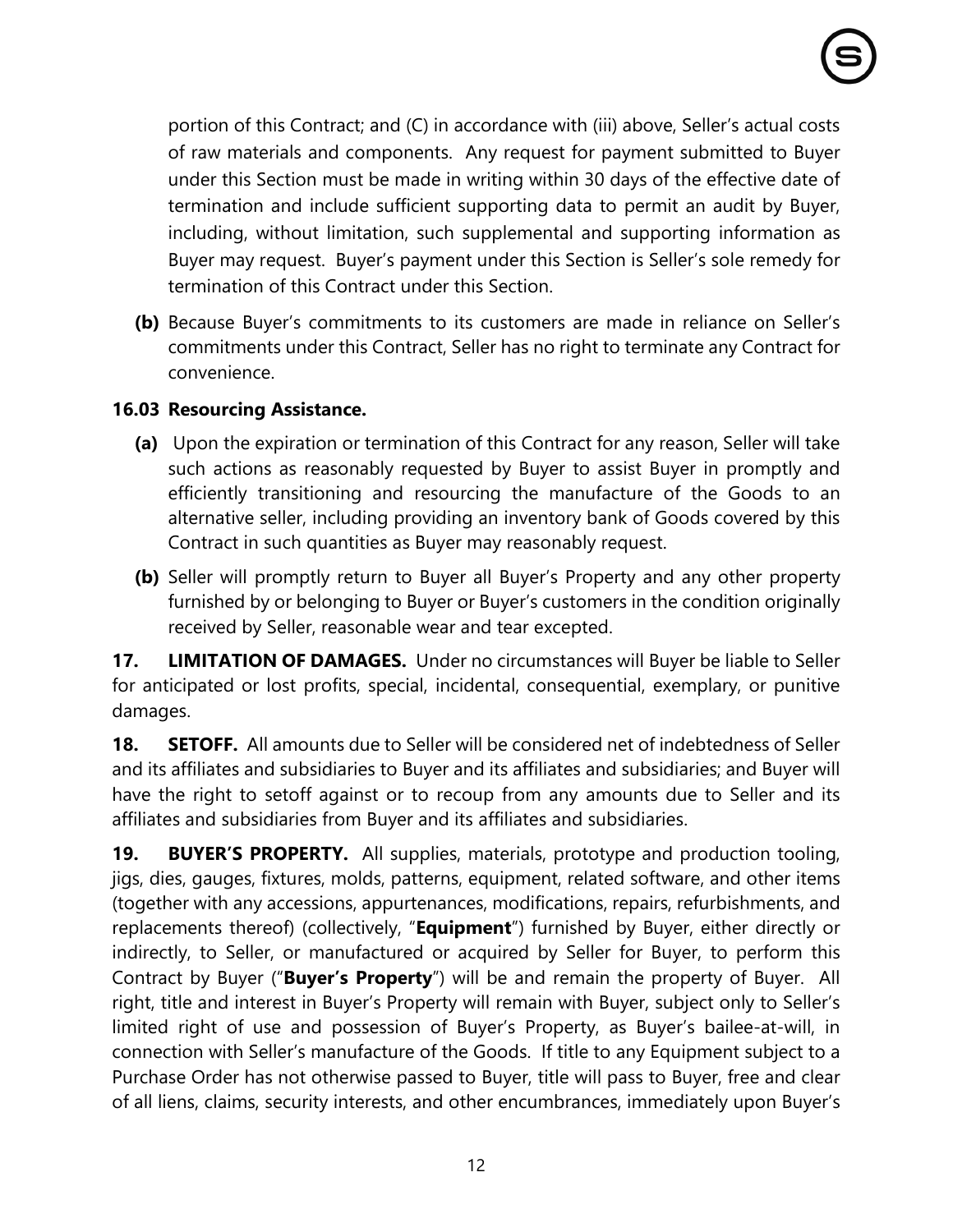portion of this Contract; and (C) in accordance with (iii) above, Seller's actual costs of raw materials and components. Any request for payment submitted to Buyer under this Section must be made in writing within 30 days of the effective date of termination and include sufficient supporting data to permit an audit by Buyer, including, without limitation, such supplemental and supporting information as Buyer may request. Buyer's payment under this Section is Seller's sole remedy for termination of this Contract under this Section.

**(b)** Because Buyer's commitments to its customers are made in reliance on Seller's commitments under this Contract, Seller has no right to terminate any Contract for convenience.

**16.03 Resourcing Assistance.**

**(a)** Upon the expiration or termination of this Contract for any reason, Seller will take such actions as reasonably requested by Buyer to assist Buyer in promptly and efficiently transitioning and resourcing the manufacture of the Goods to an alternative seller, including providing an inventory bank of Goods covered by this Contract in such quantities as Buyer may reasonably request.

**(b)** Seller will promptly return to Buyer all Buyer's Property and any other property furnished by or belonging to Buyer or Buyer's customers in the condition originally received by Seller, reasonable wear and tear excepted.

**17. LIMITATION OF DAMAGES.** Under no circumstances will Buyer be liable to Seller for anticipated or lost profits, special, incidental, consequential, exemplary, or punitive damages.

**18. SETOFF.** All amounts due to Seller will be considered net of indebtedness of Seller and its affiliates and subsidiaries to Buyer and its affiliates and subsidiaries; and Buyer will have the right to setoff against or to recoup from any amounts due to Seller and its affiliates and subsidiaries from Buyer and its affiliates and subsidiaries.

**19. BUYER'S PROPERTY.** All supplies, materials, prototype and production tooling, jigs, dies, gauges, fixtures, molds, patterns, equipment, related software, and other items (together with any accessions, appurtenances, modifications, repairs, refurbishments, and replacements thereof) (collectively, "**Equipment**") furnished by Buyer, either directly or indirectly, to Seller, or manufactured or acquired by Seller for Buyer, to perform this Contract by Buyer ("**Buyer's Property**") will be and remain the property of Buyer. All right, title and interest in Buyer's Property will remain with Buyer, subject only to Seller's limited right of use and possession of Buyer's Property, as Buyer's bailee-at-will, in connection with Seller's manufacture of the Goods. If title to any Equipment subject to a Purchase Order has not otherwise passed to Buyer, title will pass to Buyer, free and clear of all liens, claims, security interests, and other encumbrances, immediately upon Buyer's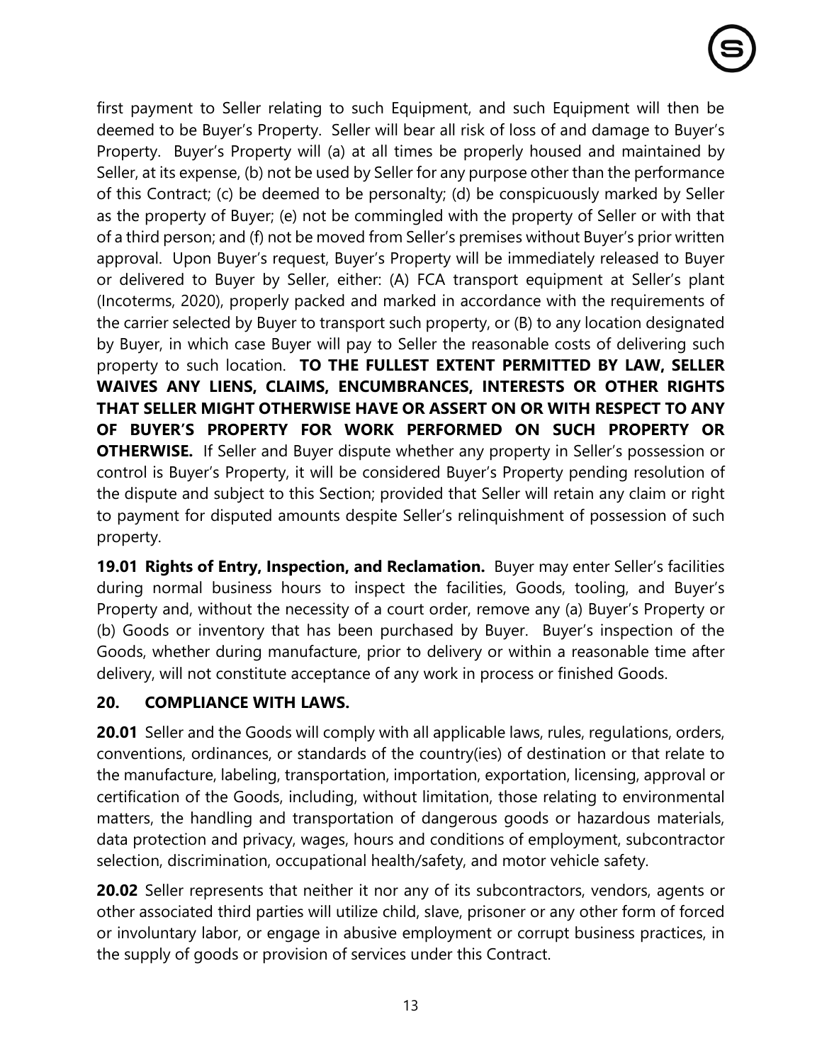first payment to Seller relating to such Equipment, and such Equipment will then be deemed to be Buyer's Property. Seller will bear all risk of loss of and damage to Buyer's Property. Buyer's Property will (a) at all times be properly housed and maintained by Seller, at its expense, (b) not be used by Seller for any purpose other than the performance of this Contract; (c) be deemed to be personalty; (d) be conspicuously marked by Seller as the property of Buyer; (e) not be commingled with the property of Seller or with that of a third person; and (f) not be moved from Seller's premises without Buyer's prior written approval. Upon Buyer's request, Buyer's Property will be immediately released to Buyer or delivered to Buyer by Seller, either: (A) FCA transport equipment at Seller's plant (Incoterms, 2020), properly packed and marked in accordance with the requirements of the carrier selected by Buyer to transport such property, or (B) to any location designated by Buyer, in which case Buyer will pay to Seller the reasonable costs of delivering such property to such location. **TO THE FULLEST EXTENT PERMITTED BY LAW, SELLER WAIVES ANY LIENS, CLAIMS, ENCUMBRANCES, INTERESTS OR OTHER RIGHTS THAT SELLER MIGHT OTHERWISE HAVE OR ASSERT ON OR WITH RESPECT TO ANY OF BUYER'S PROPERTY FOR WORK PERFORMED ON SUCH PROPERTY OR OTHERWISE.** If Seller and Buyer dispute whether any property in Seller's possession or control is Buyer's Property, it will be considered Buyer's Property pending resolution of the dispute and subject to this Section; provided that Seller will retain any claim or right to payment for disputed amounts despite Seller's relinquishment of possession of such property.

**19.01 Rights of Entry, Inspection, and Reclamation.** Buyer may enter Seller's facilities during normal business hours to inspect the facilities, Goods, tooling, and Buyer's Property and, without the necessity of a court order, remove any (a) Buyer's Property or (b) Goods or inventory that has been purchased by Buyer. Buyer's inspection of the Goods, whether during manufacture, prior to delivery or within a reasonable time after delivery, will not constitute acceptance of any work in process or finished Goods.

## 20. COMPLIANCE WITH LAWS.

**20.01** Seller and the Goods will comply with all applicable laws, rules, regulations, orders, conventions, ordinances, or standards of the country(ies) of destination or that relate to the manufacture, labeling, transportation, importation, exportation, licensing, approval or certification of the Goods, including, without limitation, those relating to environmental matters, the handling and transportation of dangerous goods or hazardous materials, data protection and privacy, wages, hours and conditions of employment, subcontractor selection, discrimination, occupational health/safety, and motor vehicle safety.

**20.02** Seller represents that neither it nor any of its subcontractors, vendors, agents or other associated third parties will utilize child, slave, prisoner or any other form of forced or involuntary labor, or engage in abusive employment or corrupt business practices, in the supply of goods or provision of services under this Contract.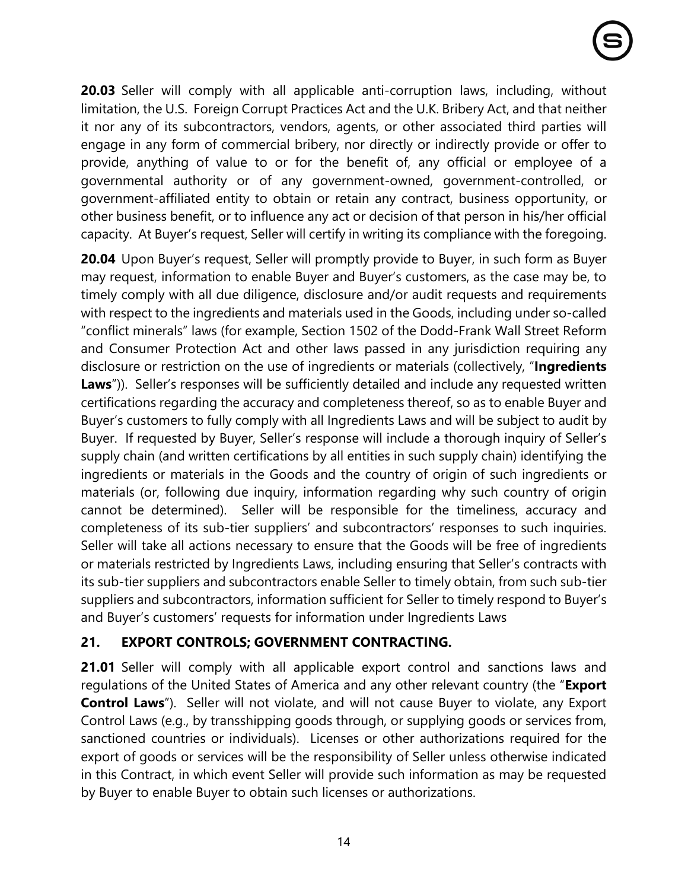**20.03** Seller will comply with all applicable anti-corruption laws, including, without limitation, the U.S. Foreign Corrupt Practices Act and the U.K. Bribery Act, and that neither it nor any of its subcontractors, vendors, agents, or other associated third parties will engage in any form of commercial bribery, nor directly or indirectly provide or offer to provide, anything of value to or for the benefit of, any official or employee of a governmental authority or of any government-owned, government-controlled, or government-affiliated entity to obtain or retain any contract, business opportunity, or other business benefit, or to influence any act or decision of that person in his/her official capacity. At Buyer's request, Seller will certify in writing its compliance with the foregoing.

**20.04** Upon Buyer's request, Seller will promptly provide to Buyer, in such form as Buyer may request, information to enable Buyer and Buyer's customers, as the case may be, to timely comply with all due diligence, disclosure and/or audit requests and requirements with respect to the ingredients and materials used in the Goods, including under so-called "conflict minerals" laws (for example, Section 1502 of the Dodd-Frank Wall Street Reform and Consumer Protection Act and other laws passed in any jurisdiction requiring any disclosure or restriction on the use of ingredients or materials (collectively, "**Ingredients Laws**")). Seller's responses will be sufficiently detailed and include any requested written certifications regarding the accuracy and completeness thereof, so as to enable Buyer and Buyer's customers to fully comply with all Ingredients Laws and will be subject to audit by Buyer. If requested by Buyer, Seller's response will include a thorough inquiry of Seller's supply chain (and written certifications by all entities in such supply chain) identifying the ingredients or materials in the Goods and the country of origin of such ingredients or materials (or, following due inquiry, information regarding why such country of origin cannot be determined). Seller will be responsible for the timeliness, accuracy and completeness of its sub-tier suppliers' and subcontractors' responses to such inquiries. Seller will take all actions necessary to ensure that the Goods will be free of ingredients or materials restricted by Ingredients Laws, including ensuring that Seller's contracts with its sub-tier suppliers and subcontractors enable Seller to timely obtain, from such sub-tier suppliers and subcontractors, information sufficient for Seller to timely respond to Buyer's and Buyer's customers' requests for information under Ingredients Laws

## 21. EXPORT CONTROLS; GOVERNMENT CONTRACTING.

**21.01** Seller will comply with all applicable export control and sanctions laws and regulations of the United States of America and any other relevant country (the "**Export Control Laws**"). Seller will not violate, and will not cause Buyer to violate, any Export Control Laws (e.g., by transshipping goods through, or supplying goods or services from, sanctioned countries or individuals). Licenses or other authorizations required for the export of goods or services will be the responsibility of Seller unless otherwise indicated in this Contract, in which event Seller will provide such information as may be requested by Buyer to enable Buyer to obtain such licenses or authorizations.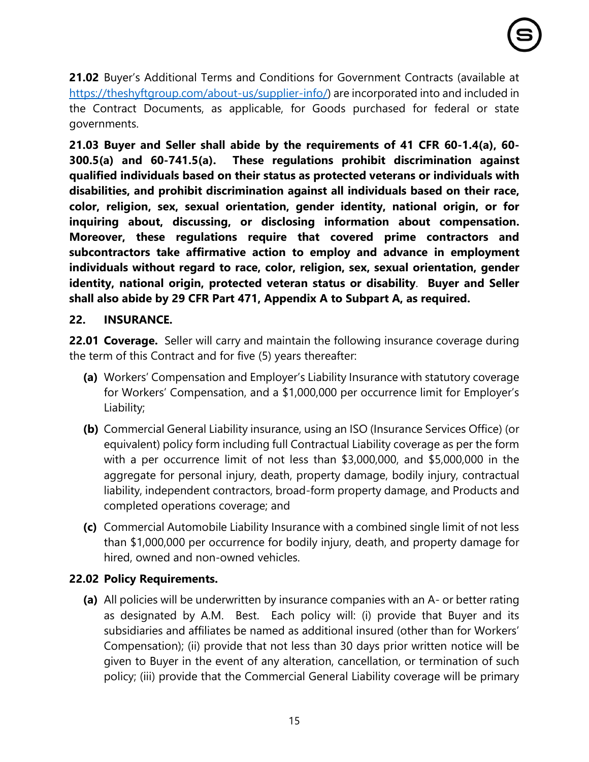**21.02** Buyer's Additional Terms and Conditions for Government Contracts (available at https://theshyftgroup.com/about-us/supplier-info/) are incorporated into and included in the Contract Documents, as applicable, for Goods purchased for federal or state governments.

**21.03 Buyer and Seller shall abide by the requirements of 41 CFR 60-1.4(a), 60-300.5(a) and 60-741.5(a). These regulations prohibit discrimination against qualified individuals based on their status as protected veterans or individuals with disabilities, and prohibit discrimination against all individuals based on their race, color, religion, sex, sexual orientation, gender identity, national origin, or for inquiring about, discussing, or disclosing information about compensation. Moreover, these regulations require that covered prime contractors and subcontractors take affirmative action to employ and advance in employment individuals without regard to race, color, religion, sex, sexual orientation, gender identity, national origin, protected veteran status or disability. Buyer and Seller shall also abide by 29 CFR Part 471, Appendix A to Subpart A, as required.**

## 22. INSURANCE.

**22.01 Coverage.** Seller will carry and maintain the following insurance coverage during the term of this Contract and for five (5) years thereafter:

- **(a)** Workers' Compensation and Employer's Liability Insurance with statutory coverage for Workers' Compensation, and a $1,000,000 per occurrence limit for Employer's Liability;
- **(b)** Commercial General Liability insurance, using an ISO (Insurance Services Office) (or equivalent) policy form including full Contractual Liability coverage as per the form with a per occurrence limit of not less than $3,000,000, and $5,000,000 in the aggregate for personal injury, death, property damage, bodily injury, contractual liability, independent contractors, broad-form property damage, and Products and completed operations coverage; and
- **(c)** Commercial Automobile Liability Insurance with a combined single limit of not less than $1,000,000 per occurrence for bodily injury, death, and property damage for hired, owned and non-owned vehicles.

**22.02 Policy Requirements.**

- **(a)** All policies will be underwritten by insurance companies with an A- or better rating as designated by A.M. Best. Each policy will: (i) provide that Buyer and its subsidiaries and affiliates be named as additional insured (other than for Workers' Compensation); (ii) provide that not less than 30 days prior written notice will be given to Buyer in the event of any alteration, cancellation, or termination of such policy; (iii) provide that the Commercial General Liability coverage will be primary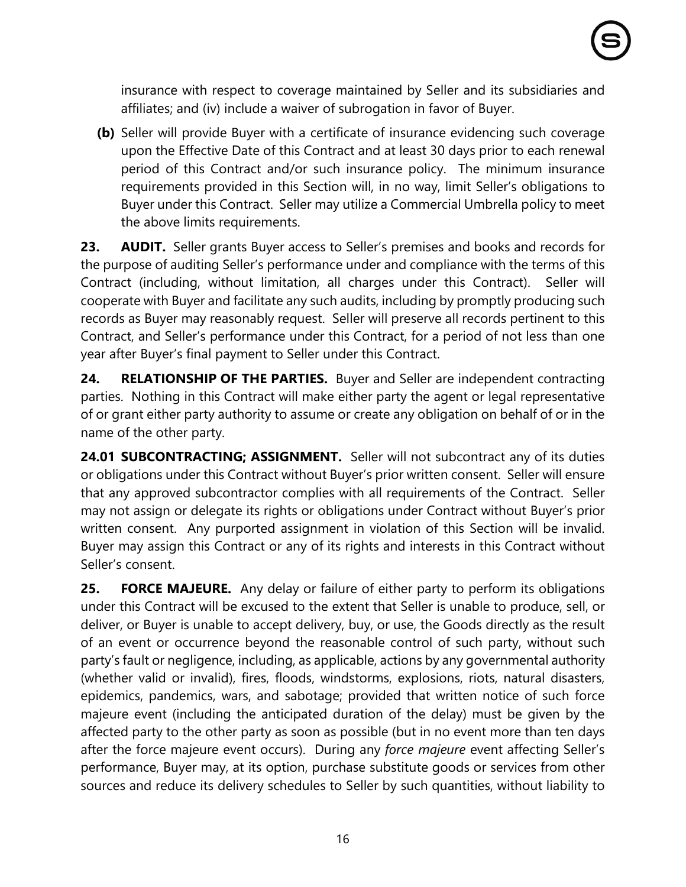insurance with respect to coverage maintained by Seller and its subsidiaries and affiliates; and (iv) include a waiver of subrogation in favor of Buyer.

**(b)** Seller will provide Buyer with a certificate of insurance evidencing such coverage upon the Effective Date of this Contract and at least 30 days prior to each renewal period of this Contract and/or such insurance policy. The minimum insurance requirements provided in this Section will, in no way, limit Seller's obligations to Buyer under this Contract. Seller may utilize a Commercial Umbrella policy to meet the above limits requirements.

**23. AUDIT.** Seller grants Buyer access to Seller's premises and books and records for the purpose of auditing Seller's performance under and compliance with the terms of this Contract (including, without limitation, all charges under this Contract). Seller will cooperate with Buyer and facilitate any such audits, including by promptly producing such records as Buyer may reasonably request. Seller will preserve all records pertinent to this Contract, and Seller's performance under this Contract, for a period of not less than one year after Buyer's final payment to Seller under this Contract.

**24. RELATIONSHIP OF THE PARTIES.** Buyer and Seller are independent contracting parties. Nothing in this Contract will make either party the agent or legal representative of or grant either party authority to assume or create any obligation on behalf of or in the name of the other party.

**24.01 SUBCONTRACTING; ASSIGNMENT.** Seller will not subcontract any of its duties or obligations under this Contract without Buyer's prior written consent. Seller will ensure that any approved subcontractor complies with all requirements of the Contract. Seller may not assign or delegate its rights or obligations under Contract without Buyer's prior written consent. Any purported assignment in violation of this Section will be invalid. Buyer may assign this Contract or any of its rights and interests in this Contract without Seller's consent.

**25. FORCE MAJEURE.** Any delay or failure of either party to perform its obligations under this Contract will be excused to the extent that Seller is unable to produce, sell, or deliver, or Buyer is unable to accept delivery, buy, or use, the Goods directly as the result of an event or occurrence beyond the reasonable control of such party, without such party's fault or negligence, including, as applicable, actions by any governmental authority (whether valid or invalid), fires, floods, windstorms, explosions, riots, natural disasters, epidemics, pandemics, wars, and sabotage; provided that written notice of such force majeure event (including the anticipated duration of the delay) must be given by the affected party to the other party as soon as possible (but in no event more than ten days after the force majeure event occurs). During any *force majeure* event affecting Seller's performance, Buyer may, at its option, purchase substitute goods or services from other sources and reduce its delivery schedules to Seller by such quantities, without liability to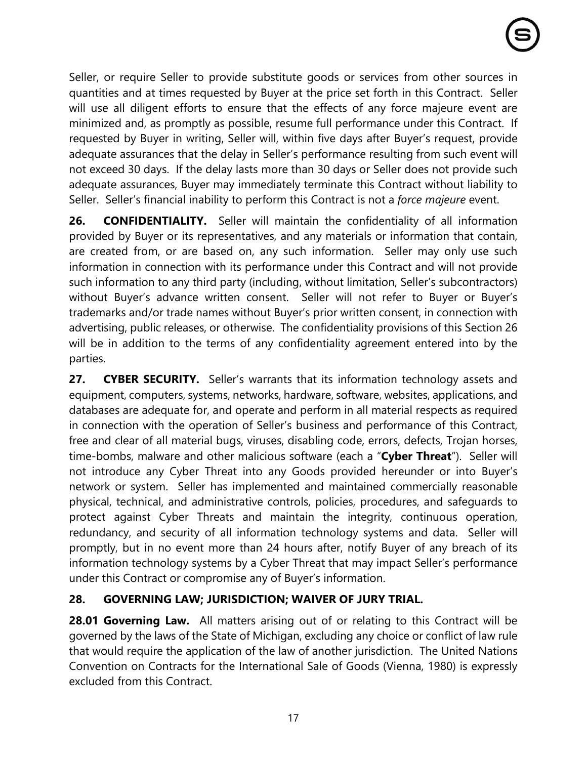Seller, or require Seller to provide substitute goods or services from other sources in quantities and at times requested by Buyer at the price set forth in this Contract. Seller will use all diligent efforts to ensure that the effects of any force majeure event are minimized and, as promptly as possible, resume full performance under this Contract. If requested by Buyer in writing, Seller will, within five days after Buyer's request, provide adequate assurances that the delay in Seller's performance resulting from such event will not exceed 30 days. If the delay lasts more than 30 days or Seller does not provide such adequate assurances, Buyer may immediately terminate this Contract without liability to Seller. Seller's financial inability to perform this Contract is not a *force majeure* event.

**26. CONFIDENTIALITY.** Seller will maintain the confidentiality of all information provided by Buyer or its representatives, and any materials or information that contain, are created from, or are based on, any such information. Seller may only use such information in connection with its performance under this Contract and will not provide such information to any third party (including, without limitation, Seller's subcontractors) without Buyer's advance written consent. Seller will not refer to Buyer or Buyer's trademarks and/or trade names without Buyer's prior written consent, in connection with advertising, public releases, or otherwise. The confidentiality provisions of this Section 26 will be in addition to the terms of any confidentiality agreement entered into by the parties.

**27. CYBER SECURITY.** Seller's warrants that its information technology assets and equipment, computers, systems, networks, hardware, software, websites, applications, and databases are adequate for, and operate and perform in all material respects as required in connection with the operation of Seller's business and performance of this Contract, free and clear of all material bugs, viruses, disabling code, errors, defects, Trojan horses, time-bombs, malware and other malicious software (each a "**Cyber Threat**"). Seller will not introduce any Cyber Threat into any Goods provided hereunder or into Buyer's network or system. Seller has implemented and maintained commercially reasonable physical, technical, and administrative controls, policies, procedures, and safeguards to protect against Cyber Threats and maintain the integrity, continuous operation, redundancy, and security of all information technology systems and data. Seller will promptly, but in no event more than 24 hours after, notify Buyer of any breach of its information technology systems by a Cyber Threat that may impact Seller's performance under this Contract or compromise any of Buyer's information.

**28. GOVERNING LAW; JURISDICTION; WAIVER OF JURY TRIAL.**

**28.01 Governing Law.** All matters arising out of or relating to this Contract will be governed by the laws of the State of Michigan, excluding any choice or conflict of law rule that would require the application of the law of another jurisdiction. The United Nations Convention on Contracts for the International Sale of Goods (Vienna, 1980) is expressly excluded from this Contract.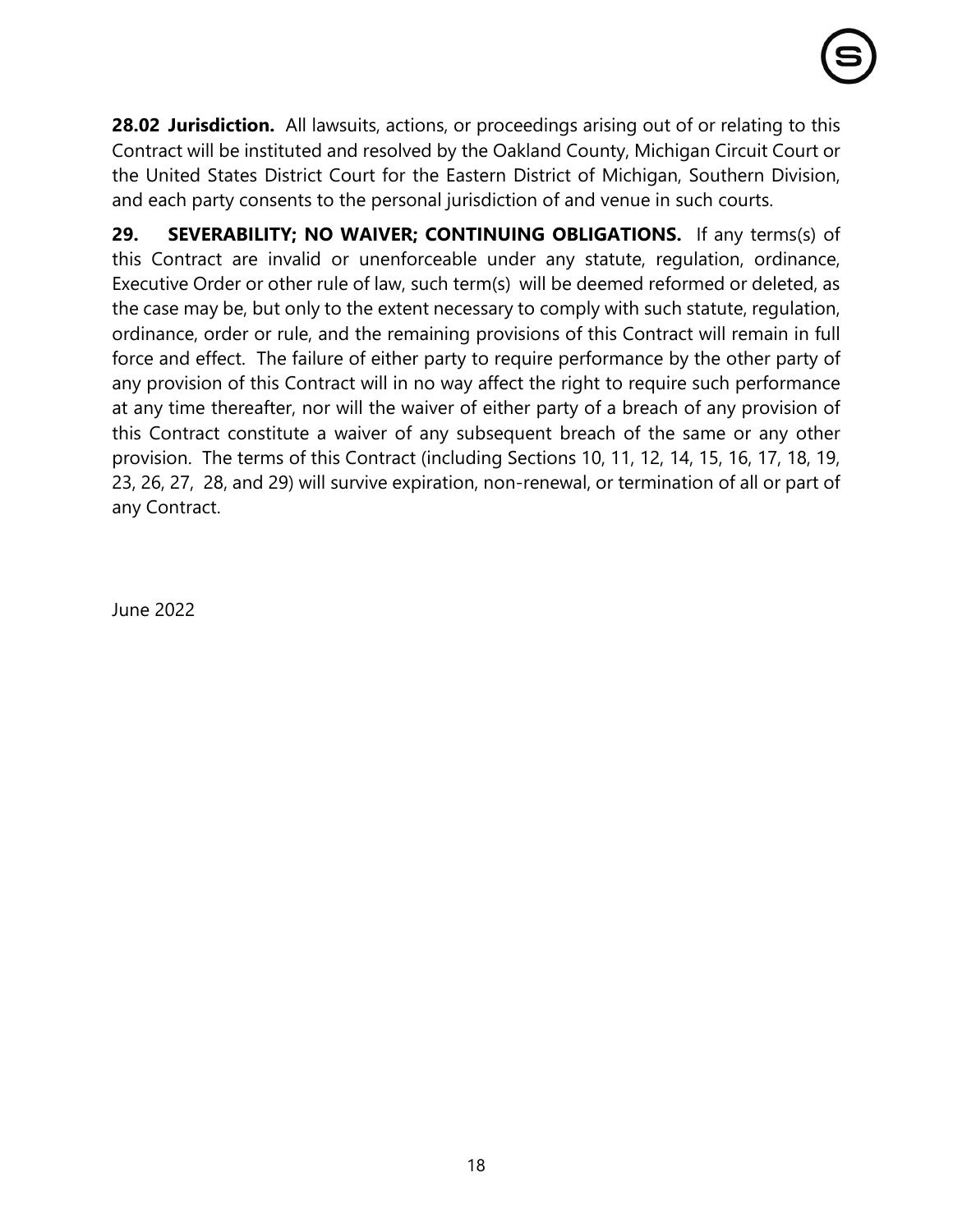**28.02 Jurisdiction.** All lawsuits, actions, or proceedings arising out of or relating to this Contract will be instituted and resolved by the Oakland County, Michigan Circuit Court or the United States District Court for the Eastern District of Michigan, Southern Division, and each party consents to the personal jurisdiction of and venue in such courts.

**29. SEVERABILITY; NO WAIVER; CONTINUING OBLIGATIONS.** If any terms(s) of this Contract are invalid or unenforceable under any statute, regulation, ordinance, Executive Order or other rule of law, such term(s) will be deemed reformed or deleted, as the case may be, but only to the extent necessary to comply with such statute, regulation, ordinance, order or rule, and the remaining provisions of this Contract will remain in full force and effect. The failure of either party to require performance by the other party of any provision of this Contract will in no way affect the right to require such performance at any time thereafter, nor will the waiver of either party of a breach of any provision of this Contract constitute a waiver of any subsequent breach of the same or any other provision. The terms of this Contract (including Sections 10, 11, 12, 14, 15, 16, 17, 18, 19, 23, 26, 27, 28, and 29) will survive expiration, non-renewal, or termination of all or part of any Contract.

June 2022